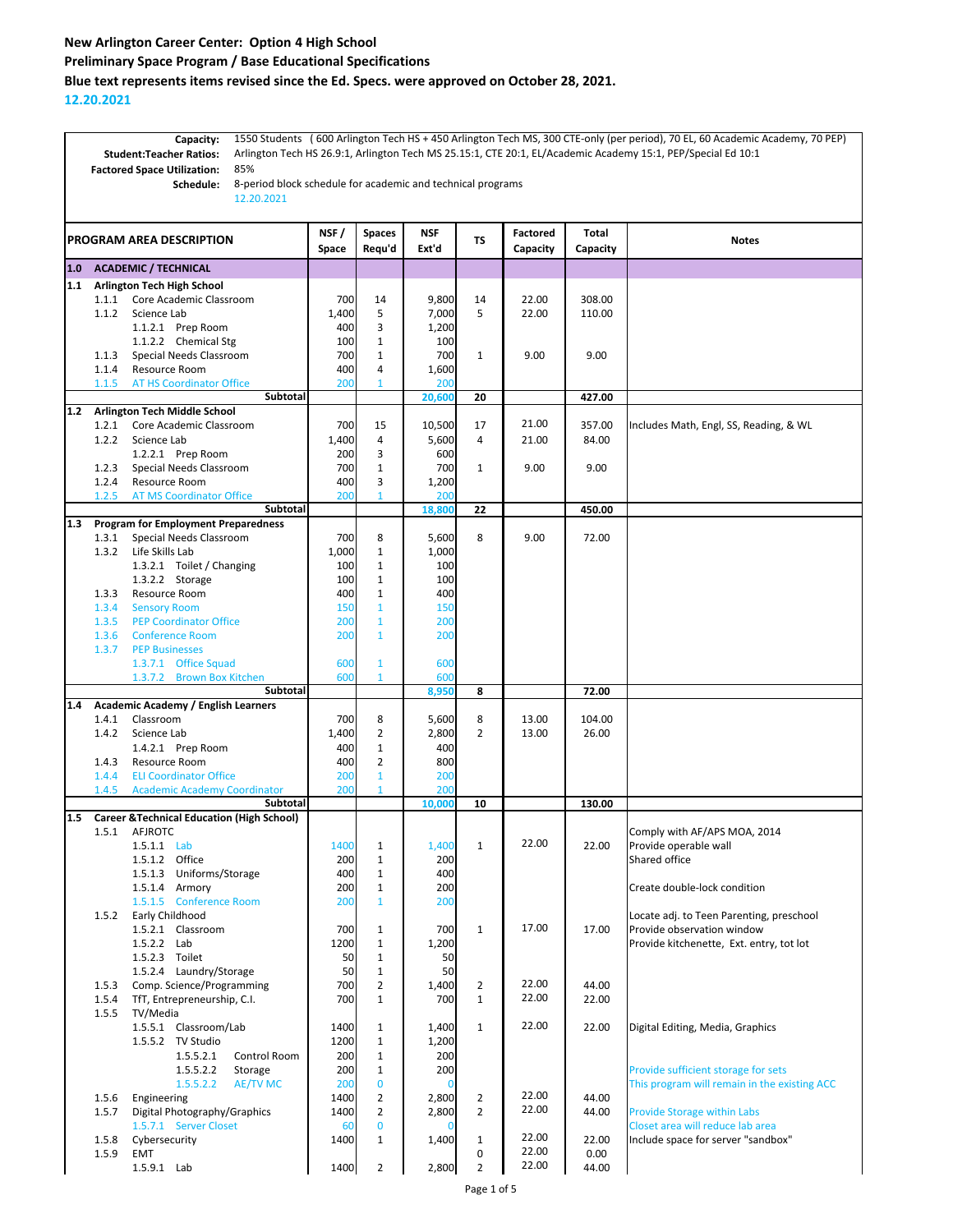# New Arlington Career Center: Option 4 High School

## Preliminary Space Program / Base Educational Specifications

## Blue text represents items revised since the Ed. Specs. were approved on October 28, 2021.

**12.20.2021**

**Capacity:** 1550 Students ( 600 Arlington Tech HS + 450 Arlington Tech MS, 300 CTE-only (per period), 70 EL, 60 Academic Academy, 70 PEP)
**Student:Teacher Ratios:** Arlington Tech HS 26.9:1, Arlington Tech MS 25.15:1, CTE 20:1, EL/Academic Academy 15:1, PEP/Special Ed 10:1
**Factored Space Utilization:** 85%
**Schedule:** 8-period block schedule for academic and technical programs
12.20.2021

| PROGRAM AREA DESCRIPTION | NSF / Space | Spaces Requ'd | NSF Ext'd | TS | Factored Capacity | Total Capacity | Notes |
|---|---|---|---|---|---|---|---|
| **1.0 ACADEMIC / TECHNICAL** | | | | | | | |
| **1.1 Arlington Tech High School** | | | | | | | |
| 1.1.1 Core Academic Classroom | 700 | 14 | 9,800 | 14 | 22.00 | 308.00 | |
| 1.1.2 Science Lab | 1,400 | 5 | 7,000 | 5 | 22.00 | 110.00 | |
| 1.1.2.1 Prep Room | 400 | 3 | 1,200 | | | | |
| 1.1.2.2 Chemical Stg | 100 | 1 | 100 | | | | |
| 1.1.3 Special Needs Classroom | 700 | 1 | 700 | 1 | 9.00 | 9.00 | |
| 1.1.4 Resource Room | 400 | 4 | 1,600 | | | | |
| 1.1.5 AT HS Coordinator Office | 200 | 1 | 200 | | | | |
| **Subtotal** | | | **20,600** | **20** | | **427.00** | |
| **1.2 Arlington Tech Middle School** | | | | | | | |
| 1.2.1 Core Academic Classroom | 700 | 15 | 10,500 | 17 | 21.00 | 357.00 | Includes Math, Engl, SS, Reading, & WL |
| 1.2.2 Science Lab | 1,400 | 4 | 5,600 | 4 | 21.00 | 84.00 | |
| 1.2.2.1 Prep Room | 200 | 3 | 600 | | | | |
| 1.2.3 Special Needs Classroom | 700 | 1 | 700 | 1 | 9.00 | 9.00 | |
| 1.2.4 Resource Room | 400 | 3 | 1,200 | | | | |
| 1.2.5 AT MS Coordinator Office | 200 | 1 | 200 | | | | |
| **Subtotal** | | | **18,800** | **22** | | **450.00** | |
| **1.3 Program for Employment Preparedness** | | | | | | | |
| 1.3.1 Special Needs Classroom | 700 | 8 | 5,600 | 8 | 9.00 | 72.00 | |
| 1.3.2 Life Skills Lab | 1,000 | 1 | 1,000 | | | | |
| 1.3.2.1 Toilet / Changing | 100 | 1 | 100 | | | | |
| 1.3.2.2 Storage | 100 | 1 | 100 | | | | |
| 1.3.3 Resource Room | 400 | 1 | 400 | | | | |
| 1.3.4 Sensory Room | 150 | 1 | 150 | | | | |
| 1.3.5 PEP Coordinator Office | 200 | 1 | 200 | | | | |
| 1.3.6 Conference Room | 200 | 1 | 200 | | | | |
| 1.3.7 PEP Businesses | | | | | | | |
| 1.3.7.1 Office Squad | 600 | 1 | 600 | | | | |
| 1.3.7.2 Brown Box Kitchen | 600 | 1 | 600 | | | | |
| **Subtotal** | | | **8,950** | **8** | | **72.00** | |
| **1.4 Academic Academy / English Learners** | | | | | | | |
| 1.4.1 Classroom | 700 | 8 | 5,600 | 8 | 13.00 | 104.00 | |
| 1.4.2 Science Lab | 1,400 | 2 | 2,800 | 2 | 13.00 | 26.00 | |
| 1.4.2.1 Prep Room | 400 | 1 | 400 | | | | |
| 1.4.3 Resource Room | 400 | 2 | 800 | | | | |
| 1.4.4 ELI Coordinator Office | 200 | 1 | 200 | | | | |
| 1.4.5 Academic Academy Coordinator | 200 | 1 | 200 | | | | |
| **Subtotal** | | | **10,000** | **10** | | **130.00** | |
| **1.5 Career &Technical Education (High School)** | | | | | | | |
| 1.5.1 AFJROTC | | | | | | | Comply with AF/APS MOA, 2014 |
| 1.5.1.1 Lab | 1400 | 1 | 1,400 | 1 | 22.00 | 22.00 | Provide operable wall |
| 1.5.1.2 Office | 200 | 1 | 200 | | | | Shared office |
| 1.5.1.3 Uniforms/Storage | 400 | 1 | 400 | | | | |
| 1.5.1.4 Armory | 200 | 1 | 200 | | | | Create double-lock condition |
| 1.5.1.5 Conference Room | 200 | 1 | 200 | | | | |
| 1.5.2 Early Childhood | | | | | | | Locate adj. to Teen Parenting, preschool |
| 1.5.2.1 Classroom | 700 | 1 | 700 | 1 | 17.00 | 17.00 | Provide observation window |
| 1.5.2.2 Lab | 1200 | 1 | 1,200 | | | | Provide kitchenette, Ext. entry, tot lot |
| 1.5.2.3 Toilet | 50 | 1 | 50 | | | | |
| 1.5.2.4 Laundry/Storage | 50 | 1 | 50 | | | | |
| 1.5.3 Comp. Science/Programming | 700 | 2 | 1,400 | 2 | 22.00 | 44.00 | |
| 1.5.4 TfT, Entrepreneurship, C.I. | 700 | 1 | 700 | 1 | 22.00 | 22.00 | |
| 1.5.5 TV/Media | | | | | | | |
| 1.5.5.1 Classroom/Lab | 1400 | 1 | 1,400 | 1 | 22.00 | 22.00 | Digital Editing, Media, Graphics |
| 1.5.5.2 TV Studio | 1200 | 1 | 1,200 | | | | |
| 1.5.5.2.1 Control Room | 200 | 1 | 200 | | | | |
| 1.5.5.2.2 Storage | 200 | 1 | 200 | | | | Provide sufficient storage for sets |
| 1.5.5.2.2 AE/TV MC | 200 | 0 | 0 | | | | This program will remain in the existing ACC |
| 1.5.6 Engineering | 1400 | 2 | 2,800 | 2 | 22.00 | 44.00 | |
| 1.5.7 Digital Photography/Graphics | 1400 | 2 | 2,800 | 2 | 22.00 | 44.00 | Provide Storage within Labs |
| 1.5.7.1 Server Closet | 60 | 0 | 0 | | | | Closet area will reduce lab area |
| 1.5.8 Cybersecurity | 1400 | 1 | 1,400 | 1 | 22.00 | 22.00 | Include space for server "sandbox" |
| 1.5.9 EMT | | | | 0 | 22.00 | 0.00 | |
| 1.5.9.1 Lab | 1400 | 2 | 2,800 | 2 | 22.00 | 44.00 | |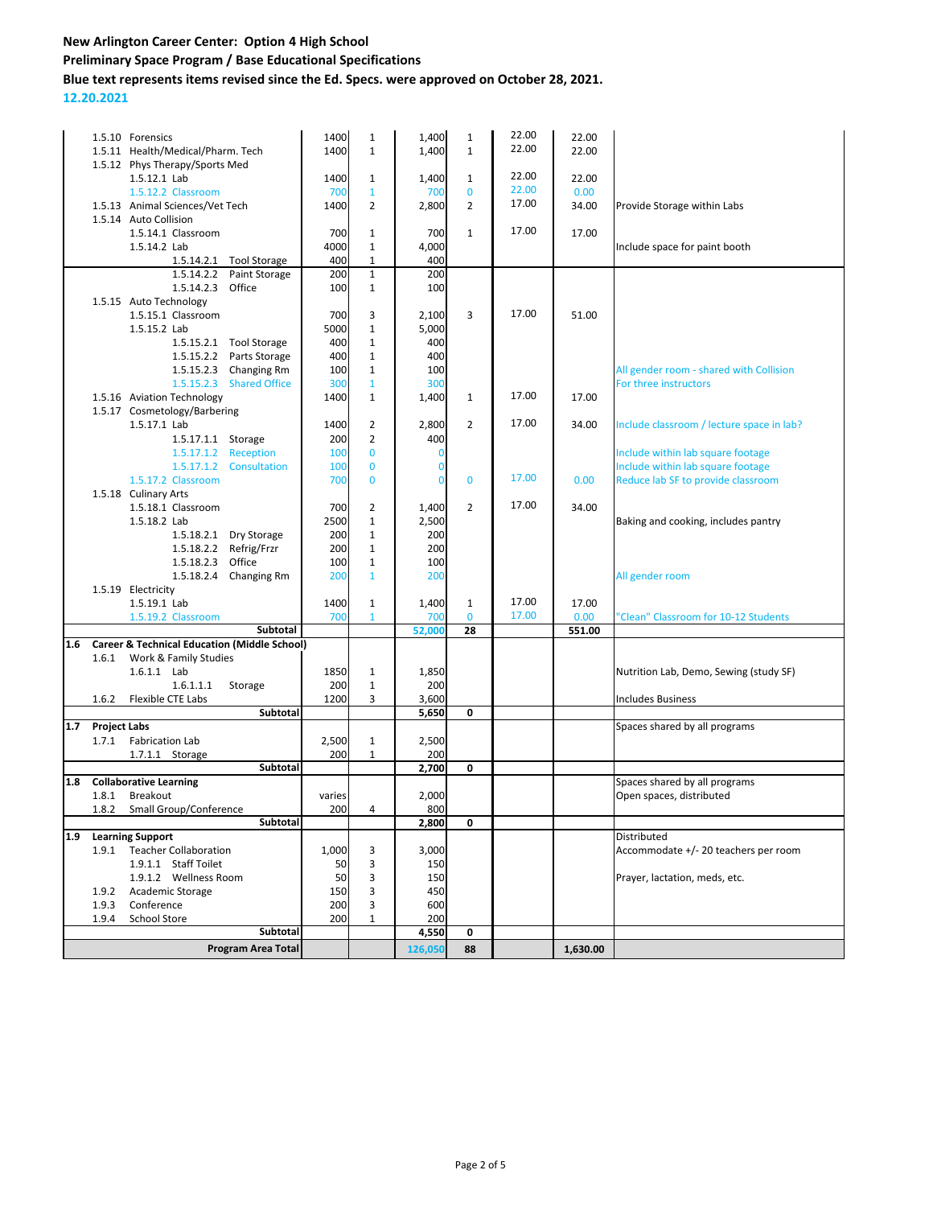**New Arlington Career Center: Option 4 High School**
**Preliminary Space Program / Base Educational Specifications**
**Blue text represents items revised since the Ed. Specs. were approved on October 28, 2021.**
**12.20.2021**

| | Space | | Area | Qty | Total | Teaching Stations | | | Notes |
|---|---|---|---|---|---|---|---|---|---|
| | 1.5.10 Forensics | | 1400 | 1 | 1,400 | 1 | 22.00 | 22.00 | |
| | 1.5.11 Health/Medical/Pharm. Tech | | 1400 | 1 | 1,400 | 1 | 22.00 | 22.00 | |
| | 1.5.12 Phys Therapy/Sports Med | | | | | | | | |
| | 1.5.12.1 Lab | | 1400 | 1 | 1,400 | 1 | 22.00 | 22.00 | |
| | 1.5.12.2 Classroom | | 700 | 1 | 700 | 0 | 22.00 | 0.00 | |
| | 1.5.13 Animal Sciences/Vet Tech | | 1400 | 2 | 2,800 | 2 | 17.00 | 34.00 | Provide Storage within Labs |
| | 1.5.14 Auto Collision | | | | | | | | |
| | 1.5.14.1 Classroom | | 700 | 1 | 700 | 1 | 17.00 | 17.00 | |
| | 1.5.14.2 Lab | | 4000 | 1 | 4,000 | | | | Include space for paint booth |
| | 1.5.14.2.1 | Tool Storage | 400 | 1 | 400 | | | | |
| | 1.5.14.2.2 | Paint Storage | 200 | 1 | 200 | | | | |
| | 1.5.14.2.3 | Office | 100 | 1 | 100 | | | | |
| | 1.5.15 Auto Technology | | | | | | | | |
| | 1.5.15.1 Classroom | | 700 | 3 | 2,100 | 3 | 17.00 | 51.00 | |
| | 1.5.15.2 Lab | | 5000 | 1 | 5,000 | | | | |
| | 1.5.15.2.1 | Tool Storage | 400 | 1 | 400 | | | | |
| | 1.5.15.2.2 | Parts Storage | 400 | 1 | 400 | | | | |
| | 1.5.15.2.3 | Changing Rm | 100 | 1 | 100 | | | | All gender room - shared with Collision |
| | 1.5.15.2.3 | Shared Office | 300 | 1 | 300 | | | | For three instructors |
| | 1.5.16 Aviation Technology | | 1400 | 1 | 1,400 | 1 | 17.00 | 17.00 | |
| | 1.5.17 Cosmetology/Barbering | | | | | | | | |
| | 1.5.17.1 Lab | | 1400 | 2 | 2,800 | 2 | 17.00 | 34.00 | Include classroom / lecture space in lab? |
| | 1.5.17.1.1 | Storage | 200 | 2 | 400 | | | | |
| | 1.5.17.1.2 | Reception | 100 | 0 | 0 | | | | Include within lab square footage |
| | 1.5.17.1.2 | Consultation | 100 | 0 | 0 | | | | Include within lab square footage |
| | 1.5.17.2 Classroom | | 700 | 0 | 0 | 0 | 17.00 | 0.00 | Reduce lab SF to provide classroom |
| | 1.5.18 Culinary Arts | | | | | | | | |
| | 1.5.18.1 Classroom | | 700 | 2 | 1,400 | 2 | 17.00 | 34.00 | |
| | 1.5.18.2 Lab | | 2500 | 1 | 2,500 | | | | Baking and cooking, includes pantry |
| | 1.5.18.2.1 | Dry Storage | 200 | 1 | 200 | | | | |
| | 1.5.18.2.2 | Refrig/Frzr | 200 | 1 | 200 | | | | |
| | 1.5.18.2.3 | Office | 100 | 1 | 100 | | | | |
| | 1.5.18.2.4 | Changing Rm | 200 | 1 | 200 | | | | All gender room |
| | 1.5.19 Electricity | | | | | | | | |
| | 1.5.19.1 Lab | | 1400 | 1 | 1,400 | 1 | 17.00 | 17.00 | |
| | 1.5.19.2 Classroom | | 700 | 1 | 700 | 0 | 17.00 | 0.00 | "Clean" Classroom for 10-12 Students |
| | | **Subtotal** | | | 52,000 | **28** | | **551.00** | |
| **1.6** | **Career & Technical Education (Middle School)** | | | | | | | | |
| | 1.6.1 Work & Family Studies | | | | | | | | |
| | 1.6.1.1 Lab | | 1850 | 1 | 1,850 | | | | Nutrition Lab, Demo, Sewing (study SF) |
| | 1.6.1.1.1 | Storage | 200 | 1 | 200 | | | | |
| | 1.6.2 Flexible CTE Labs | | 1200 | 3 | 3,600 | | | | Includes Business |
| | | **Subtotal** | | | **5,650** | **0** | | | |
| **1.7** | **Project Labs** | | | | | | | | Spaces shared by all programs |
| | 1.7.1 Fabrication Lab | | 2,500 | 1 | 2,500 | | | | |
| | 1.7.1.1 Storage | | 200 | 1 | 200 | | | | |
| | | **Subtotal** | | | **2,700** | **0** | | | |
| **1.8** | **Collaborative Learning** | | | | | | | | Spaces shared by all programs |
| | 1.8.1 Breakout | | varies | | 2,000 | | | | Open spaces, distributed |
| | 1.8.2 Small Group/Conference | | 200 | 4 | 800 | | | | |
| | | **Subtotal** | | | **2,800** | **0** | | | |
| **1.9** | **Learning Support** | | | | | | | | Distributed |
| | 1.9.1 Teacher Collaboration | | 1,000 | 3 | 3,000 | | | | Accommodate +/- 20 teachers per room |
| | 1.9.1.1 Staff Toilet | | 50 | 3 | 150 | | | | |
| | 1.9.1.2 Wellness Room | | 50 | 3 | 150 | | | | Prayer, lactation, meds, etc. |
| | 1.9.2 Academic Storage | | 150 | 3 | 450 | | | | |
| | 1.9.3 Conference | | 200 | 3 | 600 | | | | |
| | 1.9.4 School Store | | 200 | 1 | 200 | | | | |
| | | **Subtotal** | | | **4,550** | **0** | | | |
| | | **Program Area Total** | | | 126,050 | **88** | | **1,630.00** | |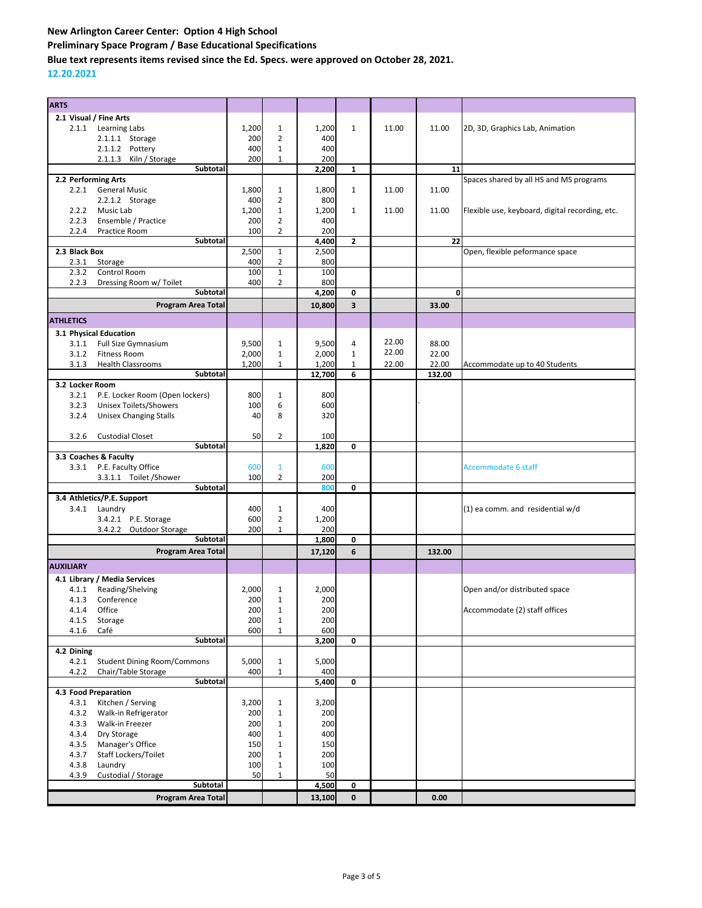**New Arlington Career Center: Option 4 High School**

**Preliminary Space Program / Base Educational Specifications**

**Blue text represents items revised since the Ed. Specs. were approved on October 28, 2021.**

**12.20.2021**

| ARTS | | | | | | | |
|---|---|---|---|---|---|---|---|
| **2.1 Visual / Fine Arts** | | | | | | | |
| 2.1.1 Learning Labs | 1,200 | 1 | 1,200 | 1 | 11.00 | 11.00 | 2D, 3D, Graphics Lab, Animation |
| 2.1.1.1 Storage | 200 | 2 | 400 | | | | |
| 2.1.1.2 Pottery | 400 | 1 | 400 | | | | |
| 2.1.1.3 Kiln / Storage | 200 | 1 | 200 | | | | |
| **Subtotal** | | | **2,200** | **1** | | **11** | |
| **2.2 Performing Arts** | | | | | | | Spaces shared by all HS and MS programs |
| 2.2.1 General Music | 1,800 | 1 | 1,800 | 1 | 11.00 | 11.00 | |
| 2.2.1.2 Storage | 400 | 2 | 800 | | | | |
| 2.2.2 Music Lab | 1,200 | 1 | 1,200 | 1 | 11.00 | 11.00 | Flexible use, keyboard, digital recording, etc. |
| 2.2.3 Ensemble / Practice | 200 | 2 | 400 | | | | |
| 2.2.4 Practice Room | 100 | 2 | 200 | | | | |
| **Subtotal** | | | **4,400** | **2** | | **22** | |
| **2.3 Black Box** | 2,500 | 1 | 2,500 | | | | Open, flexible peformance space |
| 2.3.1 Storage | 400 | 2 | 800 | | | | |
| 2.3.2 Control Room | 100 | 1 | 100 | | | | |
| 2.2.3 Dressing Room w/ Toilet | 400 | 2 | 800 | | | | |
| **Subtotal** | | | **4,200** | **0** | | **0** | |
| **Program Area Total** | | | **10,800** | **3** | | **33.00** | |
| **ATHLETICS** | | | | | | | |
| **3.1 Physical Education** | | | | | | | |
| 3.1.1 Full Size Gymnasium | 9,500 | 1 | 9,500 | 4 | 22.00 | 88.00 | |
| 3.1.2 Fitness Room | 2,000 | 1 | 2,000 | 1 | 22.00 | 22.00 | |
| 3.1.3 Health Classrooms | 1,200 | 1 | 1,200 | 1 | 22.00 | 22.00 | Accommodate up to 40 Students |
| **Subtotal** | | | **12,700** | **6** | | **132.00** | |
| **3.2 Locker Room** | | | | | | | |
| 3.2.1 P.E. Locker Room (Open lockers) | 800 | 1 | 800 | | | | |
| 3.2.3 Unisex Toilets/Showers | 100 | 6 | 600 | | | ` | |
| 3.2.4 Unisex Changing Stalls | 40 | 8 | 320 | | | | |
| 3.2.6 Custodial Closet | 50 | 2 | 100 | | | | |
| **Subtotal** | | | **1,820** | **0** | | | |
| **3.3 Coaches & Faculty** | | | | | | | |
| 3.3.1 P.E. Faculty Office | 600 | 1 | 600 | | | | Accommodate 6 staff |
| 3.3.1.1 Toilet /Shower | 100 | 2 | 200 | | | | |
| **Subtotal** | | | **800** | **0** | | | |
| **3.4 Athletics/P.E. Support** | | | | | | | |
| 3.4.1 Laundry | 400 | 1 | 400 | | | | (1) ea comm. and residential w/d |
| 3.4.2.1 P.E. Storage | 600 | 2 | 1,200 | | | | |
| 3.4.2.2 Outdoor Storage | 200 | 1 | 200 | | | | |
| **Subtotal** | | | **1,800** | **0** | | | |
| **Program Area Total** | | | **17,120** | **6** | | **132.00** | |
| **AUXILIARY** | | | | | | | |
| **4.1 Library / Media Services** | | | | | | | |
| 4.1.1 Reading/Shelving | 2,000 | 1 | 2,000 | | | | Open and/or distributed space |
| 4.1.3 Conference | 200 | 1 | 200 | | | | |
| 4.1.4 Office | 200 | 1 | 200 | | | | Accommodate (2) staff offices |
| 4.1.5 Storage | 200 | 1 | 200 | | | | |
| 4.1.6 Café | 600 | 1 | 600 | | | | |
| **Subtotal** | | | **3,200** | **0** | | | |
| **4.2 Dining** | | | | | | | |
| 4.2.1 Student Dining Room/Commons | 5,000 | 1 | 5,000 | | | | |
| 4.2.2 Chair/Table Storage | 400 | 1 | 400 | | | | |
| **Subtotal** | | | **5,400** | **0** | | | |
| **4.3 Food Preparation** | | | | | | | |
| 4.3.1 Kitchen / Serving | 3,200 | 1 | 3,200 | | | | |
| 4.3.2 Walk-in Refrigerator | 200 | 1 | 200 | | | | |
| 4.3.3 Walk-in Freezer | 200 | 1 | 200 | | | | |
| 4.3.4 Dry Storage | 400 | 1 | 400 | | | | |
| 4.3.5 Manager's Office | 150 | 1 | 150 | | | | |
| 4.3.7 Staff Lockers/Toilet | 200 | 1 | 200 | | | | |
| 4.3.8 Laundry | 100 | 1 | 100 | | | | |
| 4.3.9 Custodial / Storage | 50 | 1 | 50 | | | | |
| **Subtotal** | | | **4,500** | **0** | | | |
| **Program Area Total** | | | **13,100** | **0** | | **0.00** | |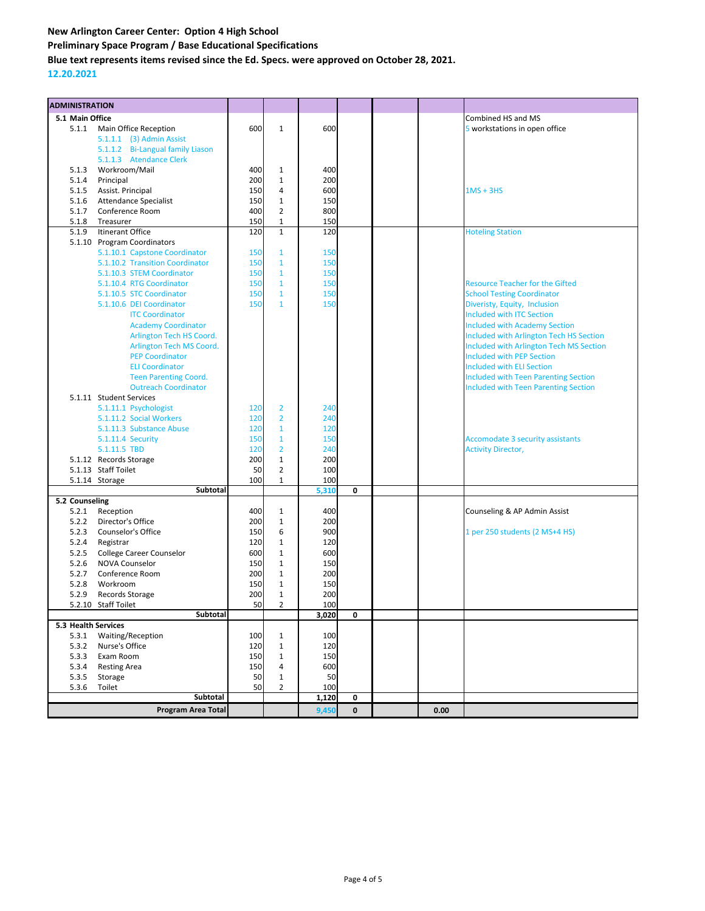**New Arlington Career Center: Option 4 High School**

**Preliminary Space Program / Base Educational Specifications**

**Blue text represents items revised since the Ed. Specs. were approved on October 28, 2021.**

**12.20.2021**

| ADMINISTRATION | | | | | | | |
|---|---|---|---|---|---|---|---|
| **5.1 Main Office** | | | | | | | Combined HS and MS |
| 5.1.1 Main Office Reception | 600 | 1 | 600 | | | | 5 workstations in open office |
| 5.1.1.1 (3) Admin Assist | | | | | | | |
| 5.1.1.2 Bi-Langual family Liason | | | | | | | |
| 5.1.1.3 Atendance Clerk | | | | | | | |
| 5.1.3 Workroom/Mail | 400 | 1 | 400 | | | | |
| 5.1.4 Principal | 200 | 1 | 200 | | | | |
| 5.1.5 Assist. Principal | 150 | 4 | 600 | | | | 1MS + 3HS |
| 5.1.6 Attendance Specialist | 150 | 1 | 150 | | | | |
| 5.1.7 Conference Room | 400 | 2 | 800 | | | | |
| 5.1.8 Treasurer | 150 | 1 | 150 | | | | |
| 5.1.9 Itinerant Office | 120 | 1 | 120 | | | | Hoteling Station |
| 5.1.10 Program Coordinators | | | | | | | |
| 5.1.10.1 Capstone Coordinator | 150 | 1 | 150 | | | | |
| 5.1.10.2 Transition Coordinator | 150 | 1 | 150 | | | | |
| 5.1.10.3 STEM Coordinator | 150 | 1 | 150 | | | | |
| 5.1.10.4 RTG Coordinator | 150 | 1 | 150 | | | | Resource Teacher for the Gifted |
| 5.1.10.5 STC Coordinator | 150 | 1 | 150 | | | | School Testing Coordinator |
| 5.1.10.6 DEI Coordinator | 150 | 1 | 150 | | | | Diveristy, Equity, Inclusion |
| ITC Coordinator | | | | | | | Included with ITC Section |
| Academy Coordinator | | | | | | | Included with Academy Section |
| Arlington Tech HS Coord. | | | | | | | Included with Arlington Tech HS Section |
| Arlington Tech MS Coord. | | | | | | | Included with Arlington Tech MS Section |
| PEP Coordinator | | | | | | | Included with PEP Section |
| ELI Coordinator | | | | | | | Included with ELI Section |
| Teen Parenting Coord. | | | | | | | Included with Teen Parenting Section |
| Outreach Coordinator | | | | | | | Included with Teen Parenting Section |
| 5.1.11 Student Services | | | | | | | |
| 5.1.11.1 Psychologist | 120 | 2 | 240 | | | | |
| 5.1.11.2 Social Workers | 120 | 2 | 240 | | | | |
| 5.1.11.3 Substance Abuse | 120 | 1 | 120 | | | | |
| 5.1.11.4 Security | 150 | 1 | 150 | | | | Accomodate 3 security assistants |
| 5.1.11.5 TBD | 120 | 2 | 240 | | | | Activity Director, |
| 5.1.12 Records Storage | 200 | 1 | 200 | | | | |
| 5.1.13 Staff Toilet | 50 | 2 | 100 | | | | |
| 5.1.14 Storage | 100 | 1 | 100 | | | | |
| **Subtotal** | | | 5,310 | 0 | | | |
| **5.2 Counseling** | | | | | | | |
| 5.2.1 Reception | 400 | 1 | 400 | | | | Counseling & AP Admin Assist |
| 5.2.2 Director's Office | 200 | 1 | 200 | | | | |
| 5.2.3 Counselor's Office | 150 | 6 | 900 | | | | 1 per 250 students (2 MS+4 HS) |
| 5.2.4 Registrar | 120 | 1 | 120 | | | | |
| 5.2.5 College Career Counselor | 600 | 1 | 600 | | | | |
| 5.2.6 NOVA Counselor | 150 | 1 | 150 | | | | |
| 5.2.7 Conference Room | 200 | 1 | 200 | | | | |
| 5.2.8 Workroom | 150 | 1 | 150 | | | | |
| 5.2.9 Records Storage | 200 | 1 | 200 | | | | |
| 5.2.10 Staff Toilet | 50 | 2 | 100 | | | | |
| **Subtotal** | | | 3,020 | 0 | | | |
| **5.3 Health Services** | | | | | | | |
| 5.3.1 Waiting/Reception | 100 | 1 | 100 | | | | |
| 5.3.2 Nurse's Office | 120 | 1 | 120 | | | | |
| 5.3.3 Exam Room | 150 | 1 | 150 | | | | |
| 5.3.4 Resting Area | 150 | 4 | 600 | | | | |
| 5.3.5 Storage | 50 | 1 | 50 | | | | |
| 5.3.6 Toilet | 50 | 2 | 100 | | | | |
| **Subtotal** | | | 1,120 | 0 | | | |
| **Program Area Total** | | | 9,450 | 0 | | 0.00 | |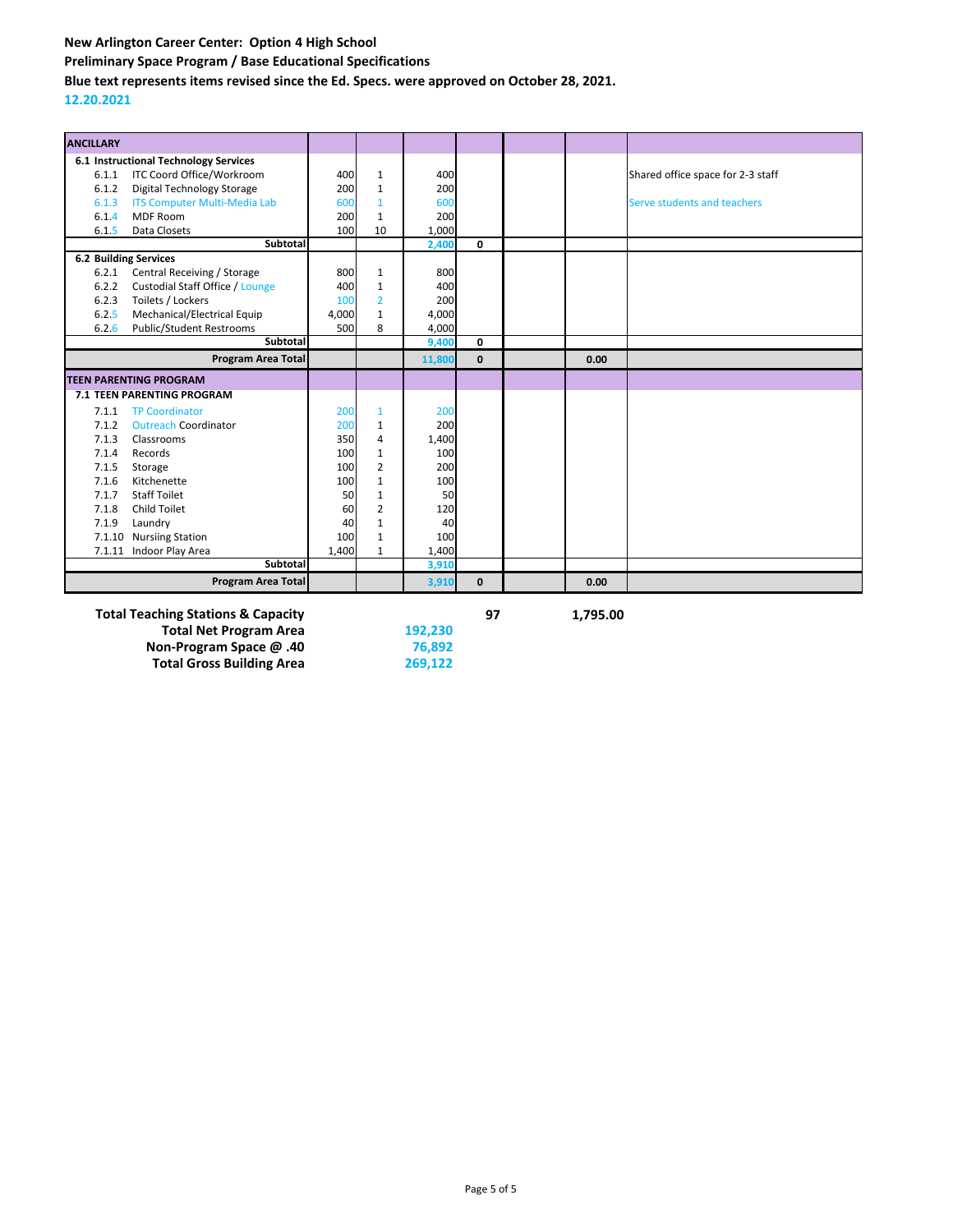**New Arlington Career Center: Option 4 High School**

**Preliminary Space Program / Base Educational Specifications**

**Blue text represents items revised since the Ed. Specs. were approved on October 28, 2021.**

**12.20.2021**

| | | | | | | | |
|---|---|---|---|---|---|---|---|
| **ANCILLARY** | | | | | | | |
| **6.1 Instructional Technology Services** | | | | | | | |
| 6.1.1 ITC Coord Office/Workroom | 400 | 1 | 400 | | | | Shared office space for 2-3 staff |
| 6.1.2 Digital Technology Storage | 200 | 1 | 200 | | | | |
| 6.1.3 ITS Computer Multi-Media Lab | 600 | 1 | 600 | | | | Serve students and teachers |
| 6.1.4 MDF Room | 200 | 1 | 200 | | | | |
| 6.1.5 Data Closets | 100 | 10 | 1,000 | | | | |
| **Subtotal** | | | 2,400 | 0 | | | |
| **6.2 Building Services** | | | | | | | |
| 6.2.1 Central Receiving / Storage | 800 | 1 | 800 | | | | |
| 6.2.2 Custodial Staff Office / Lounge | 400 | 1 | 400 | | | | |
| 6.2.3 Toilets / Lockers | 100 | 2 | 200 | | | | |
| 6.2.5 Mechanical/Electrical Equip | 4,000 | 1 | 4,000 | | | | |
| 6.2.6 Public/Student Restrooms | 500 | 8 | 4,000 | | | | |
| **Subtotal** | | | 9,400 | 0 | | | |
| **Program Area Total** | | | 11,800 | 0 | | 0.00 | |
| **TEEN PARENTING PROGRAM** | | | | | | | |
| **7.1 TEEN PARENTING PROGRAM** | | | | | | | |
| 7.1.1 TP Coordinator | 200 | 1 | 200 | | | | |
| 7.1.2 Outreach Coordinator | 200 | 1 | 200 | | | | |
| 7.1.3 Classrooms | 350 | 4 | 1,400 | | | | |
| 7.1.4 Records | 100 | 1 | 100 | | | | |
| 7.1.5 Storage | 100 | 2 | 200 | | | | |
| 7.1.6 Kitchenette | 100 | 1 | 100 | | | | |
| 7.1.7 Staff Toilet | 50 | 1 | 50 | | | | |
| 7.1.8 Child Toilet | 60 | 2 | 120 | | | | |
| 7.1.9 Laundry | 40 | 1 | 40 | | | | |
| 7.1.10 Nursiing Station | 100 | 1 | 100 | | | | |
| 7.1.11 Indoor Play Area | 1,400 | 1 | 1,400 | | | | |
| **Subtotal** | | | 3,910 | | | | |
| **Program Area Total** | | | 3,910 | 0 | | 0.00 | |

| | | | |
|---|---|---|---|
| **Total Teaching Stations & Capacity** | | **97** | **1,795.00** |
| **Total Net Program Area** | **192,230** | | |
| **Non-Program Space @ .40** | **76,892** | | |
| **Total Gross Building Area** | **269,122** | | |